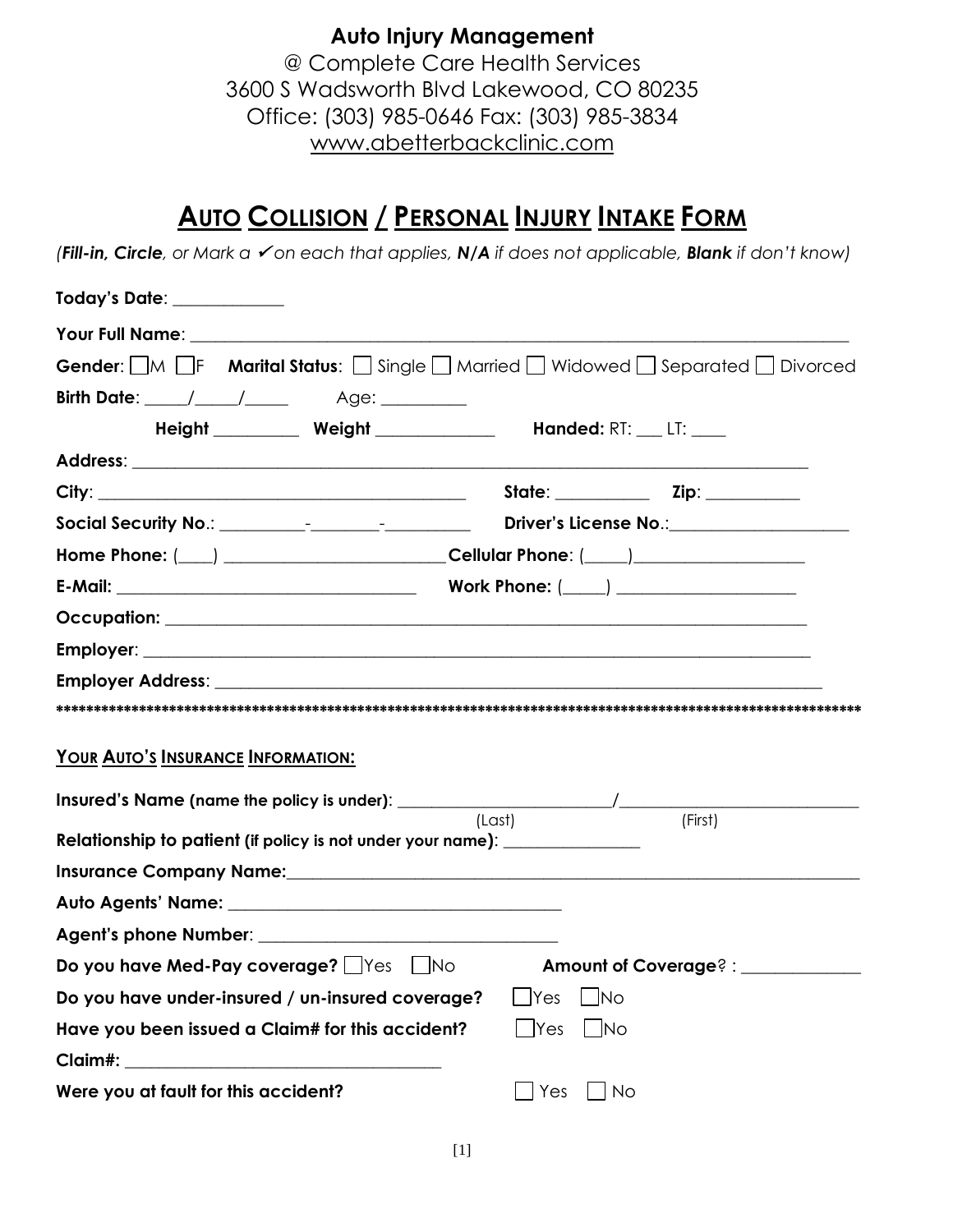**Auto Injury Management**

@ Complete Care Health Services
3600 S Wadsworth Blvd Lakewood, CO 80235
Office: (303) 985-0646 Fax: (303) 985-3834
www.abetterbackclinic.com

# AUTO COLLISION / PERSONAL INJURY INTAKE FORM

*(**Fill-in, Circle**, or Mark a ✔ on each that applies, **N/A** if does not applicable, **Blank** if don't know)*

**Today's Date**: ____________

**Your Full Name**: ______________________________________________________________________

**Gender**: ☐M ☐F **Marital Status**: ☐ Single ☐ Married ☐ Widowed ☐ Separated ☐ Divorced

**Birth Date**: _____/_____/_____ Age: _________

**Height** _________ **Weight** _____________ **Handed:** RT: ___ LT: ____

**Address**: ______________________________________________________________________

**City**: ________________________________________ **State**: __________ **Zip**: __________

**Social Security No.**: _________-________-_________ **Driver's License No.**:____________________

**Home Phone:** (___) ________________________ **Cellular Phone**: (_____)___________________

**E-Mail:** _________________________________ **Work Phone:** (_____) ____________________

**Occupation:** ______________________________________________________________________

**Employer**: ______________________________________________________________________

**Employer Address**: ______________________________________________________________

******************************************************************************************************************

**YOUR AUTO'S INSURANCE INFORMATION:**

**Insured's Name (name the policy is under)**: _______________________/___________________________
(Last) (First)

**Relationship to patient (if policy is not under your name)**: _______________

**Insurance Company Name:**_______________________________________________________________

**Auto Agents' Name:** ____________________________________

**Agent's phone Number**: _________________________________

**Do you have Med-Pay coverage?** ☐Yes ☐No **Amount of Coverage**? : _____________

**Do you have under-insured / un-insured coverage?** ☐Yes ☐No

**Have you been issued a Claim# for this accident?** ☐Yes ☐No

**Claim#:** __________________________________

**Were you at fault for this accident?** ☐ Yes ☐ No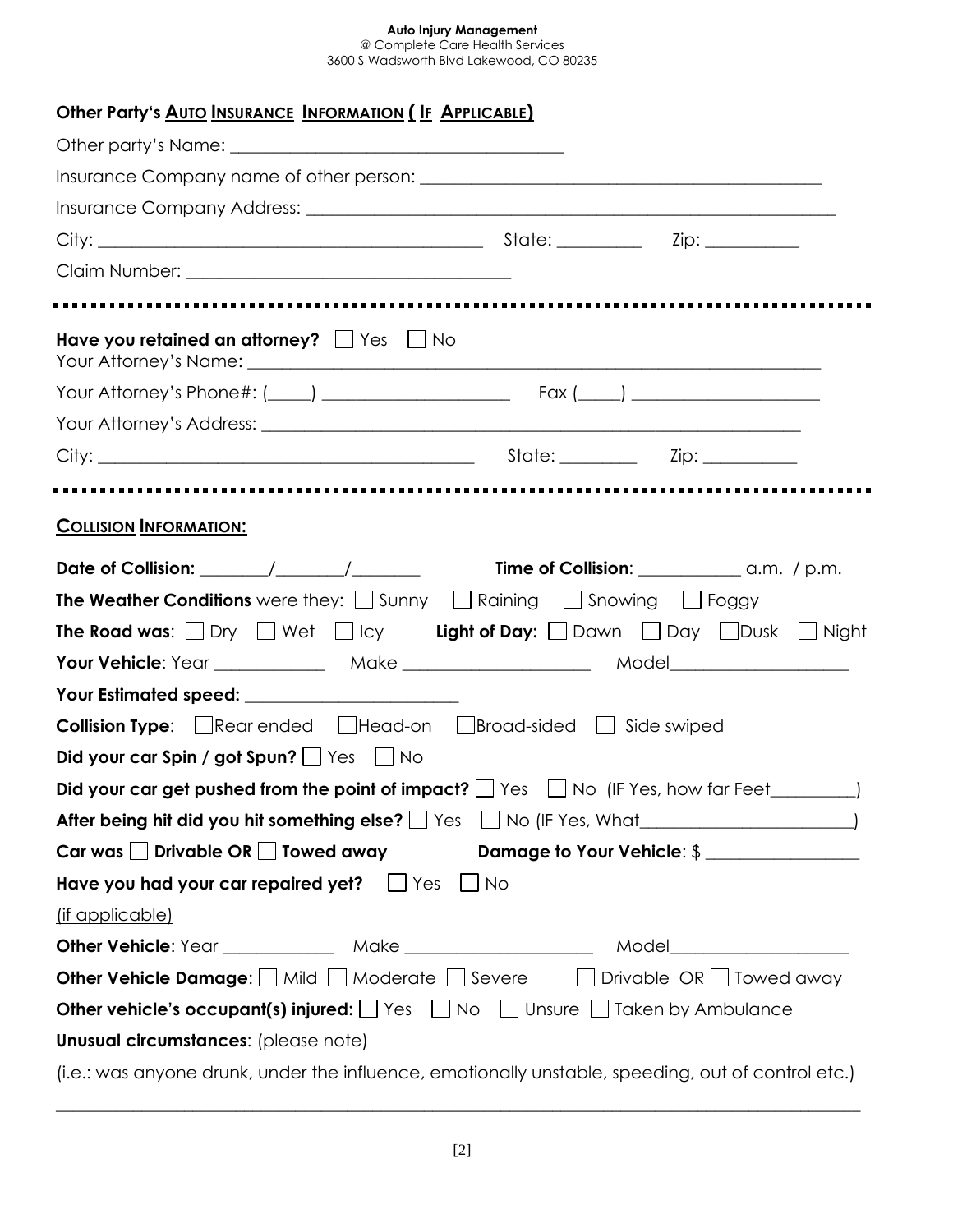**Auto Injury Management**
@ Complete Care Health Services
3600 S Wadsworth Blvd Lakewood, CO 80235

## Other Party's Auto Insurance Information (If Applicable)

Other party's Name: ____________________________________

Insurance Company name of other person: ____________________________________________

Insurance Company Address: ________________________________________________________

City: ___________________________________________ State: _________ Zip: __________

Claim Number: ____________________________________

---

**Have you retained an attorney?** ☐ Yes ☐ No

Your Attorney's Name: ________________________________________________________________

Your Attorney's Phone#: (____) ____________________ Fax (____) ____________________

Your Attorney's Address: ____________________________________________________________

City: __________________________________________ State: ________ Zip: __________

---

## Collision Information:

**Date of Collision:** _______/_______/_______ **Time of Collision**: ___________ a.m. / p.m.

**The Weather Conditions** were they: ☐ Sunny ☐ Raining ☐ Snowing ☐ Foggy

**The Road was**: ☐ Dry ☐ Wet ☐ Icy **Light of Day:** ☐ Dawn ☐ Day ☐ Dusk ☐ Night

**Your Vehicle**: Year ____________ Make ____________________ Model____________________

**Your Estimated speed:** ________________________

**Collision Type**: ☐ Rear ended ☐ Head-on ☐ Broad-sided ☐ Side swiped

**Did your car Spin / got Spun?** ☐ Yes ☐ No

**Did your car get pushed from the point of impact?** ☐ Yes ☐ No (IF Yes, how far Feet_________)

**After being hit did you hit something else?** ☐ Yes ☐ No (IF Yes, What_______________________)

**Car was** ☐ **Drivable OR** ☐ **Towed away** **Damage to Your Vehicle**: $ ________________

**Have you had your car repaired yet?** ☐ Yes ☐ No

(if applicable)

**Other Vehicle**: Year ____________ Make ____________________ Model____________________

**Other Vehicle Damage**: ☐ Mild ☐ Moderate ☐ Severe ☐ Drivable OR ☐ Towed away

**Other vehicle's occupant(s) injured:** ☐ Yes ☐ No ☐ Unsure ☐ Taken by Ambulance

**Unusual circumstances**: (please note)

(i.e.: was anyone drunk, under the influence, emotionally unstable, speeding, out of control etc.)

______________________________________________________________________________________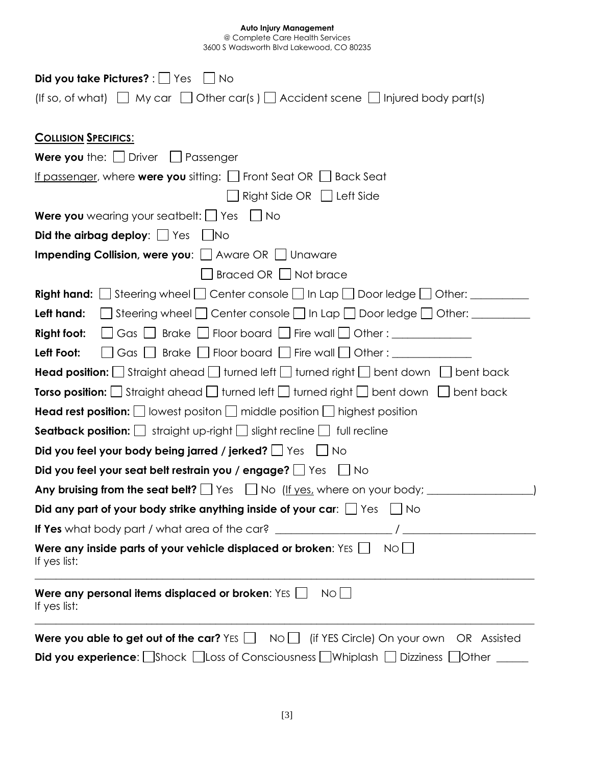**Auto Injury Management**
@ Complete Care Health Services
3600 S Wadsworth Blvd Lakewood, CO 80235

**Did you take Pictures?** : ☐ Yes ☐ No

(If so, of what) ☐ My car ☐ Other car(s ) ☐ Accident scene ☐ Injured body part(s)

## COLLISION SPECIFICS:

**Were you** the: ☐ Driver ☐ Passenger

If passenger, where **were you** sitting: ☐ Front Seat OR ☐ Back Seat

☐ Right Side OR ☐ Left Side

**Were you** wearing your seatbelt: ☐ Yes ☐ No

**Did the airbag deploy**: ☐ Yes ☐No

**Impending Collision, were you**: ☐ Aware OR ☐ Unaware

☐ Braced OR ☐ Not brace

**Right hand:** ☐ Steering wheel ☐ Center console ☐ In Lap ☐ Door ledge ☐ Other: ___________

**Left hand:** ☐ Steering wheel ☐ Center console ☐ In Lap ☐ Door ledge ☐ Other: ___________

**Right foot:** ☐ Gas ☐ Brake ☐ Floor board ☐ Fire wall ☐ Other : _______________

**Left Foot:** ☐ Gas ☐ Brake ☐ Floor board ☐ Fire wall ☐ Other : _______________

**Head position:** ☐ Straight ahead ☐ turned left ☐ turned right ☐ bent down ☐ bent back

**Torso position:** ☐ Straight ahead ☐ turned left ☐ turned right ☐ bent down ☐ bent back

**Head rest position:** ☐ lowest positon ☐ middle position ☐ highest position

**Seatback position:** ☐ straight up-right ☐ slight recline ☐ full recline

**Did you feel your body being jarred / jerked?** ☐ Yes ☐ No

**Did you feel your seat belt restrain you / engage?** ☐ Yes ☐ No

**Any bruising from the seat belt?** ☐ Yes ☐ No (If yes, where on your body; ____________________)

**Did any part of your body strike anything inside of your car**: ☐ Yes ☐ No

**If Yes** what body part / what area of the car? ______________________ / _________________________

**Were any inside parts of your vehicle displaced or broken**: YES ☐ NO ☐
If yes list:

_____________________________________________________________________________________

**Were any personal items displaced or broken**: YES ☐ NO ☐
If yes list:

_____________________________________________________________________________________

**Were you able to get out of the car?** YES ☐ NO ☐ (if YES Circle) On your own OR Assisted

**Did you experience**: ☐Shock ☐Loss of Consciousness ☐Whiplash ☐ Dizziness ☐Other ______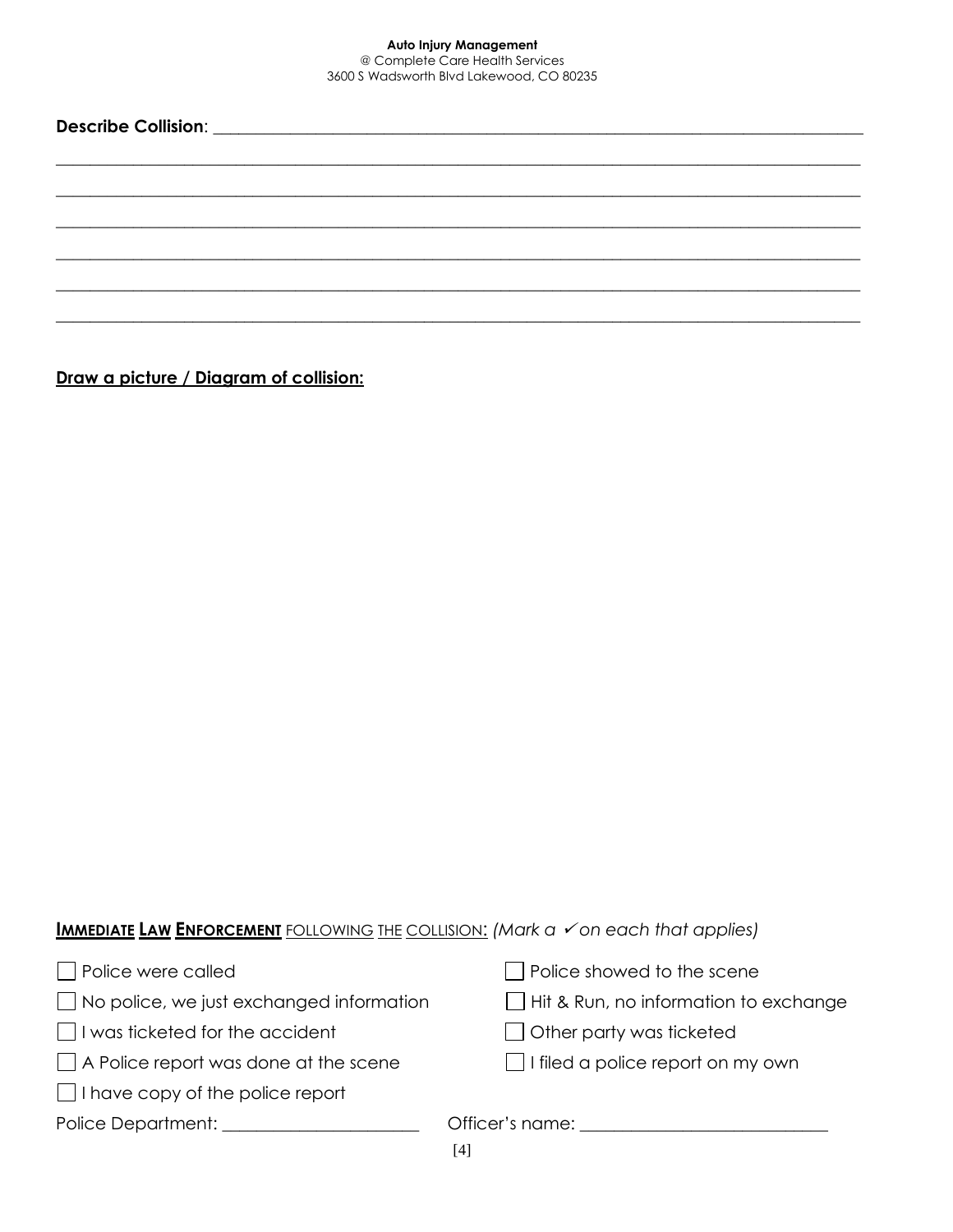**Auto Injury Management**
@ Complete Care Health Services
3600 S Wadsworth Blvd Lakewood, CO 80235

**Describe Collision**: ______________________________________________________________________

______________________________________________________________________________________

______________________________________________________________________________________

______________________________________________________________________________________

______________________________________________________________________________________

______________________________________________________________________________________

______________________________________________________________________________________

**Draw a picture / Diagram of collision:**

**IMMEDIATE LAW ENFORCEMENT** FOLLOWING THE COLLISION: *(Mark a ✓ on each that applies)*

- ☐ Police were called
- ☐ Police showed to the scene
- ☐ No police, we just exchanged information
- ☐ Hit & Run, no information to exchange
- ☐ I was ticketed for the accident
- ☐ Other party was ticketed
- ☐ A Police report was done at the scene
- ☐ I filed a police report on my own
- ☐ I have copy of the police report

Police Department: ______________________ Officer's name: ___________________________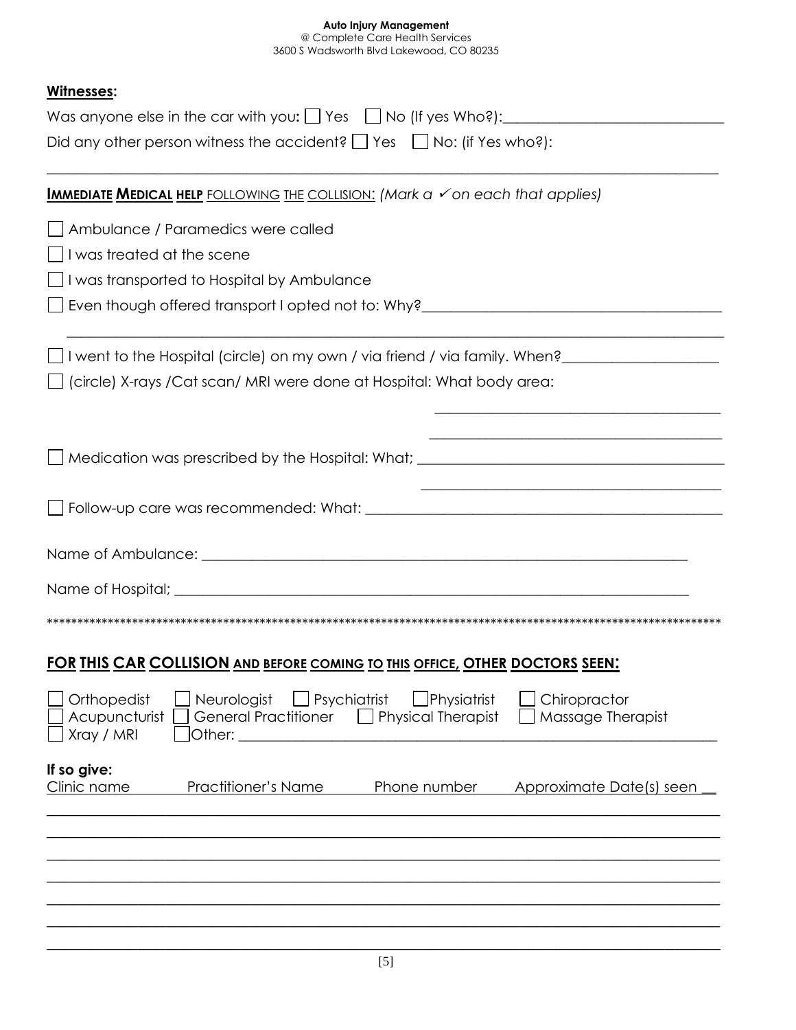**Witnesses:**

Was anyone else in the car with you: ☐ Yes ☐ No (If yes Who?):______________________________

Did any other person witness the accident? ☐ Yes ☐ No: (if Yes who?):

_______________________________________________________________________________

**IMMEDIATE MEDICAL HELP** FOLLOWING THE COLLISION: *(Mark a ✓ on each that applies)*

☐ Ambulance / Paramedics were called

☐ I was treated at the scene

☐ I was transported to Hospital by Ambulance

☐ Even though offered transport I opted not to: Why?________________________________________

_______________________________________________________________________________

☐ I went to the Hospital (circle) on my own / via friend / via family. When?_____________________

☐ (circle) X-rays /Cat scan/ MRI were done at Hospital: What body area:

________________________________________

________________________________________

☐ Medication was prescribed by the Hospital: What; __________________________________________

________________________________________

☐ Follow-up care was recommended: What: ________________________________________________

Name of Ambulance: _____________________________________________________________________

Name of Hospital; _______________________________________________________________________

*****************************************************************************************************************

## FOR THIS CAR COLLISION AND BEFORE COMING TO THIS OFFICE, OTHER DOCTORS SEEN:

☐ Orthopedist ☐ Neurologist ☐ Psychiatrist ☐ Physiatrist ☐ Chiropractor
☐ Acupuncturist ☐ General Practitioner ☐ Physical Therapist ☐ Massage Therapist
☐ Xray / MRI ☐ Other: ______________________________________________________________

**If so give:**

| Clinic name | Practitioner's Name | Phone number | Approximate Date(s) seen |
|---|---|---|---|
| | | | |
| | | | |
| | | | |
| | | | |
| | | | |
| | | | |
| | | | |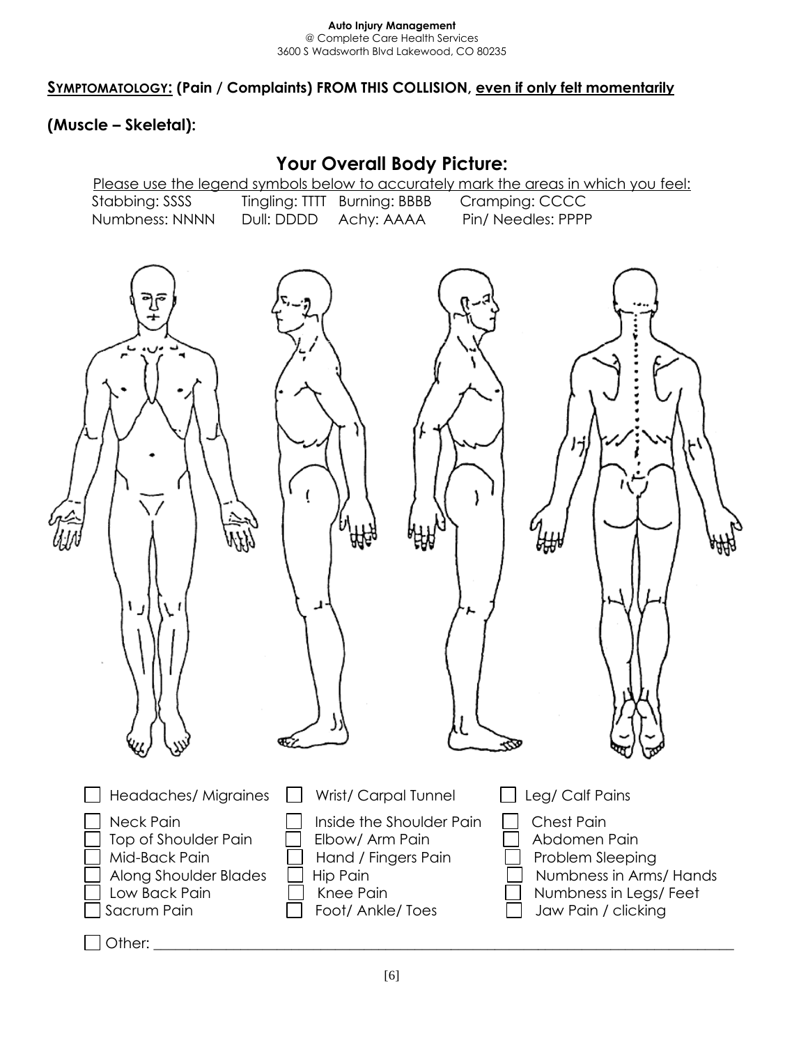**Auto Injury Management**
@ Complete Care Health Services
3600 S Wadsworth Blvd Lakewood, CO 80235

**SYMPTOMATOLOGY: (Pain / Complaints) FROM THIS COLLISION, even if only felt momentarily**

**(Muscle – Skeletal):**

## Your Overall Body Picture:

Please use the legend symbols below to accurately mark the areas in which you feel:

Stabbing: SSSS Tingling: TTTT Burning: BBBB Cramping: CCCC
Numbness: NNNN Dull: DDDD Achy: AAAA Pin/ Needles: PPPP

- [ ] Headaches/ Migraines
- [ ] Neck Pain
- [ ] Top of Shoulder Pain
- [ ] Mid-Back Pain
- [ ] Along Shoulder Blades
- [ ] Low Back Pain
- [ ] Sacrum Pain
- [ ] Wrist/ Carpal Tunnel
- [ ] Inside the Shoulder Pain
- [ ] Elbow/ Arm Pain
- [ ] Hand / Fingers Pain
- [ ] Hip Pain
- [ ] Knee Pain
- [ ] Foot/ Ankle/ Toes
- [ ] Leg/ Calf Pains
- [ ] Chest Pain
- [ ] Abdomen Pain
- [ ] Problem Sleeping
- [ ] Numbness in Arms/ Hands
- [ ] Numbness in Legs/ Feet
- [ ] Jaw Pain / clicking
- [ ] Other: ____________________________________________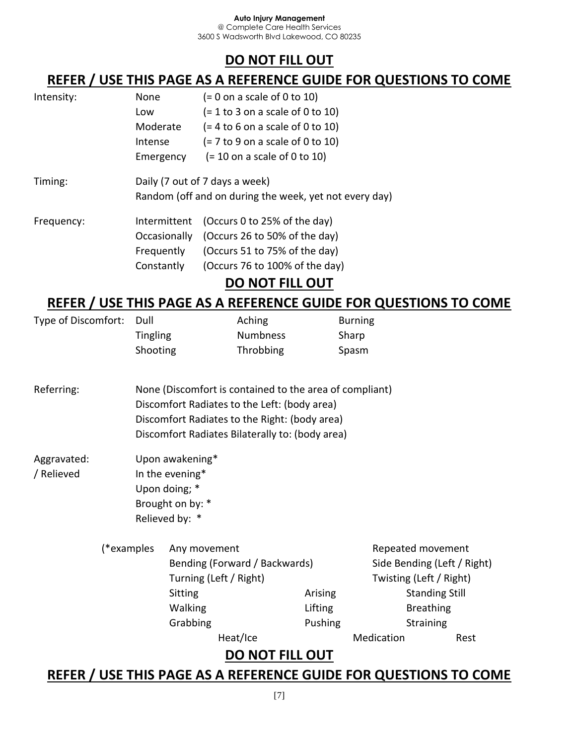**Auto Injury Management**
@ Complete Care Health Services
3600 S Wadsworth Blvd Lakewood, CO 80235

## DO NOT FILL OUT

## REFER / USE THIS PAGE AS A REFERENCE GUIDE FOR QUESTIONS TO COME

| | | |
|---|---|---|
| Intensity: | None | (= 0 on a scale of 0 to 10) |
| | Low | (= 1 to 3 on a scale of 0 to 10) |
| | Moderate | (= 4 to 6 on a scale of 0 to 10) |
| | Intense | (= 7 to 9 on a scale of 0 to 10) |
| | Emergency | (= 10 on a scale of 0 to 10) |

Timing:
- Daily (7 out of 7 days a week)
- Random (off and on during the week, yet not every day)

| | | |
|---|---|---|
| Frequency: | Intermittent | (Occurs 0 to 25% of the day) |
| | Occasionally | (Occurs 26 to 50% of the day) |
| | Frequently | (Occurs 51 to 75% of the day) |
| | Constantly | (Occurs 76 to 100% of the day) |

## DO NOT FILL OUT

## REFER / USE THIS PAGE AS A REFERENCE GUIDE FOR QUESTIONS TO COME

| | | | |
|---|---|---|---|
| Type of Discomfort: | Dull | Aching | Burning |
| | Tingling | Numbness | Sharp |
| | Shooting | Throbbing | Spasm |

Referring:
- None (Discomfort is contained to the area of compliant)
- Discomfort Radiates to the Left: (body area)
- Discomfort Radiates to the Right: (body area)
- Discomfort Radiates Bilaterally to: (body area)

Aggravated: / Relieved
- Upon awakening*
- In the evening*
- Upon doing; *
- Brought on by: *
- Relieved by: *

(*examples
- Any movement
- Repeated movement
- Bending (Forward / Backwards)
- Side Bending (Left / Right)
- Turning (Left / Right)
- Twisting (Left / Right)
- Sitting
- Arising
- Standing Still
- Walking
- Lifting
- Breathing
- Grabbing
- Pushing
- Straining
- Heat/Ice
- Medication
- Rest

## DO NOT FILL OUT

## REFER / USE THIS PAGE AS A REFERENCE GUIDE FOR QUESTIONS TO COME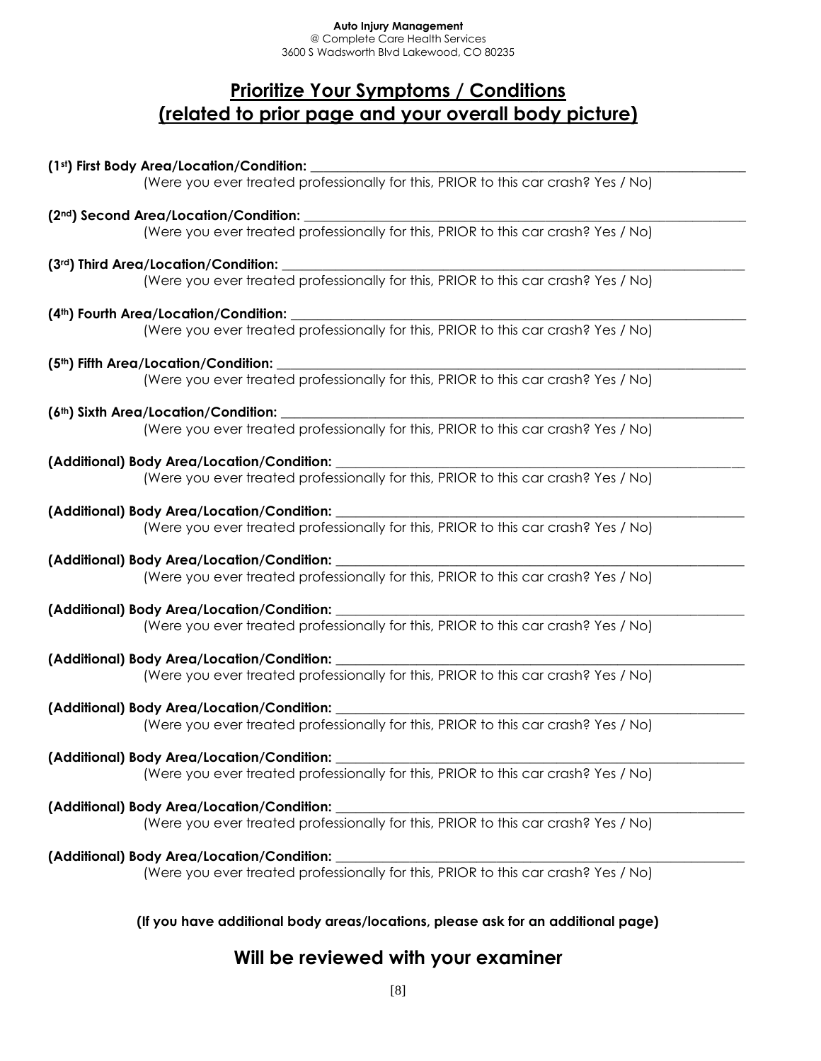**Auto Injury Management**
@ Complete Care Health Services
3600 S Wadsworth Blvd Lakewood, CO 80235

# Prioritize Your Symptoms / Conditions (related to prior page and your overall body picture)

**(1st) First Body Area/Location/Condition:** ____________________
(Were you ever treated professionally for this, PRIOR to this car crash? Yes / No)

**(2nd) Second Area/Location/Condition:** ____________________
(Were you ever treated professionally for this, PRIOR to this car crash? Yes / No)

**(3rd) Third Area/Location/Condition:** ____________________
(Were you ever treated professionally for this, PRIOR to this car crash? Yes / No)

**(4th) Fourth Area/Location/Condition:** ____________________
(Were you ever treated professionally for this, PRIOR to this car crash? Yes / No)

**(5th) Fifth Area/Location/Condition:** ____________________
(Were you ever treated professionally for this, PRIOR to this car crash? Yes / No)

**(6th) Sixth Area/Location/Condition:** ____________________
(Were you ever treated professionally for this, PRIOR to this car crash? Yes / No)

**(Additional) Body Area/Location/Condition:** ____________________
(Were you ever treated professionally for this, PRIOR to this car crash? Yes / No)

**(Additional) Body Area/Location/Condition:** ____________________
(Were you ever treated professionally for this, PRIOR to this car crash? Yes / No)

**(Additional) Body Area/Location/Condition:** ____________________
(Were you ever treated professionally for this, PRIOR to this car crash? Yes / No)

**(Additional) Body Area/Location/Condition:** ____________________
(Were you ever treated professionally for this, PRIOR to this car crash? Yes / No)

**(Additional) Body Area/Location/Condition:** ____________________
(Were you ever treated professionally for this, PRIOR to this car crash? Yes / No)

**(Additional) Body Area/Location/Condition:** ____________________
(Were you ever treated professionally for this, PRIOR to this car crash? Yes / No)

**(Additional) Body Area/Location/Condition:** ____________________
(Were you ever treated professionally for this, PRIOR to this car crash? Yes / No)

**(Additional) Body Area/Location/Condition:** ____________________
(Were you ever treated professionally for this, PRIOR to this car crash? Yes / No)

**(Additional) Body Area/Location/Condition:** ____________________
(Were you ever treated professionally for this, PRIOR to this car crash? Yes / No)

**(If you have additional body areas/locations, please ask for an additional page)**

## Will be reviewed with your examiner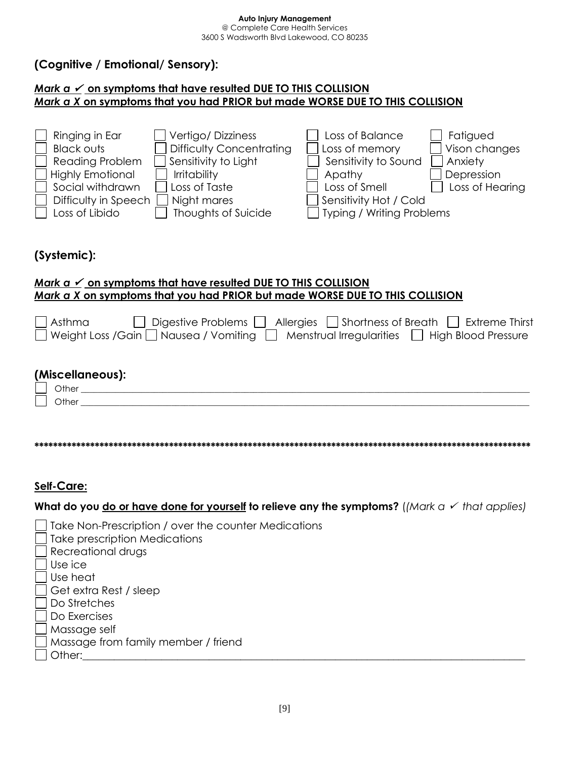**Auto Injury Management**
@ Complete Care Health Services
3600 S Wadsworth Blvd Lakewood, CO 80235

## (Cognitive / Emotional/ Sensory):

***Mark a ✓ on symptoms that have resulted DUE TO THIS COLLISION***
***Mark a X on symptoms that you had PRIOR but made WORSE DUE TO THIS COLLISION***

- ☐ Ringing in Ear
- ☐ Vertigo/ Dizziness
- ☐ Loss of Balance
- ☐ Fatigued
- ☐ Black outs
- ☐ Difficulty Concentrating
- ☐ Loss of memory
- ☐ Vison changes
- ☐ Reading Problem
- ☐ Sensitivity to Light
- ☐ Sensitivity to Sound
- ☐ Anxiety
- ☐ Highly Emotional
- ☐ Irritability
- ☐ Apathy
- ☐ Depression
- ☐ Social withdrawn
- ☐ Loss of Taste
- ☐ Loss of Smell
- ☐ Loss of Hearing
- ☐ Difficulty in Speech
- ☐ Night mares
- ☐ Sensitivity Hot / Cold
- ☐ Loss of Libido
- ☐ Thoughts of Suicide
- ☐ Typing / Writing Problems

## (Systemic):

***Mark a ✓ on symptoms that have resulted DUE TO THIS COLLISION***
***Mark a X on symptoms that you had PRIOR but made WORSE DUE TO THIS COLLISION***

- ☐ Asthma
- ☐ Digestive Problems
- ☐ Allergies
- ☐ Shortness of Breath
- ☐ Extreme Thirst
- ☐ Weight Loss /Gain
- ☐ Nausea / Vomiting
- ☐ Menstrual Irregularities
- ☐ High Blood Pressure

## (Miscellaneous):

- ☐ Other ____________________________________________
- ☐ Other ____________________________________________

**************************************************************************************************************

## Self-Care:

**What do you do or have done for yourself to relieve any the symptoms?** (*(Mark a ✓ that applies)*

- ☐ Take Non-Prescription / over the counter Medications
- ☐ Take prescription Medications
- ☐ Recreational drugs
- ☐ Use ice
- ☐ Use heat
- ☐ Get extra Rest / sleep
- ☐ Do Stretches
- ☐ Do Exercises
- ☐ Massage self
- ☐ Massage from family member / friend
- ☐ Other:____________________________________________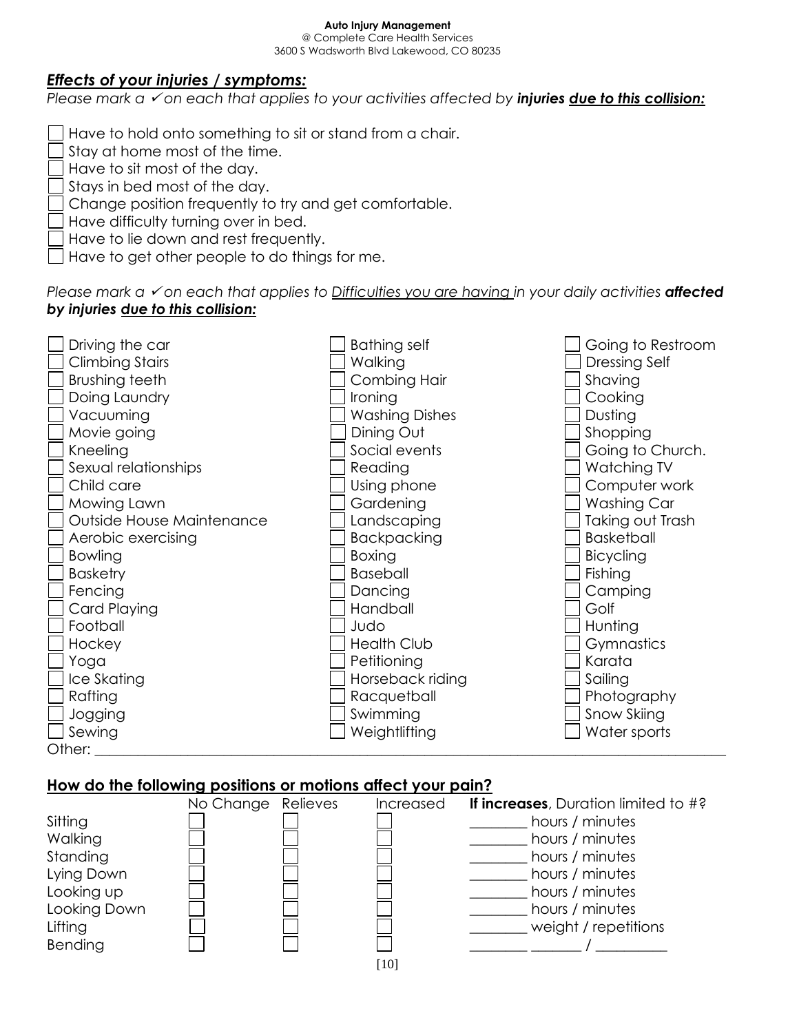**Auto Injury Management**
@ Complete Care Health Services
3600 S Wadsworth Blvd Lakewood, CO 80235

## ***Effects of your injuries / symptoms:***

*Please mark a ✓ on each that applies to your activities affected by **injuries <u>due to this collision:</u>***

- ☐ Have to hold onto something to sit or stand from a chair.
- ☐ Stay at home most of the time.
- ☐ Have to sit most of the day.
- ☐ Stays in bed most of the day.
- ☐ Change position frequently to try and get comfortable.
- ☐ Have difficulty turning over in bed.
- ☐ Have to lie down and rest frequently.
- ☐ Have to get other people to do things for me.

*Please mark a ✓ on each that applies to <u>Difficulties you are having</u> in your daily activities **affected by injuries <u>due to this collision:</u>***

| | | |
|---|---|---|
| ☐ Driving the car | ☐ Bathing self | ☐ Going to Restroom |
| ☐ Climbing Stairs | ☐ Walking | ☐ Dressing Self |
| ☐ Brushing teeth | ☐ Combing Hair | ☐ Shaving |
| ☐ Doing Laundry | ☐ Ironing | ☐ Cooking |
| ☐ Vacuuming | ☐ Washing Dishes | ☐ Dusting |
| ☐ Movie going | ☐ Dining Out | ☐ Shopping |
| ☐ Kneeling | ☐ Social events | ☐ Going to Church. |
| ☐ Sexual relationships | ☐ Reading | ☐ Watching TV |
| ☐ Child care | ☐ Using phone | ☐ Computer work |
| ☐ Mowing Lawn | ☐ Gardening | ☐ Washing Car |
| ☐ Outside House Maintenance | ☐ Landscaping | ☐ Taking out Trash |
| ☐ Aerobic exercising | ☐ Backpacking | ☐ Basketball |
| ☐ Bowling | ☐ Boxing | ☐ Bicycling |
| ☐ Basketry | ☐ Baseball | ☐ Fishing |
| ☐ Fencing | ☐ Dancing | ☐ Camping |
| ☐ Card Playing | ☐ Handball | ☐ Golf |
| ☐ Football | ☐ Judo | ☐ Hunting |
| ☐ Hockey | ☐ Health Club | ☐ Gymnastics |
| ☐ Yoga | ☐ Petitioning | ☐ Karata |
| ☐ Ice Skating | ☐ Horseback riding | ☐ Sailing |
| ☐ Rafting | ☐ Racquetball | ☐ Photography |
| ☐ Jogging | ☐ Swimming | ☐ Snow Skiing |
| ☐ Sewing | ☐ Weightlifting | ☐ Water sports |

Other: ______________________________________________________________________________

## **<u>How do the following positions or motions affect your pain?</u>**

| | No Change | Relieves | Increased | **If increases**, Duration limited to #? |
|---|---|---|---|---|
| Sitting | ☐ | ☐ | ☐ | ________ hours / minutes |
| Walking | ☐ | ☐ | ☐ | ________ hours / minutes |
| Standing | ☐ | ☐ | ☐ | ________ hours / minutes |
| Lying Down | ☐ | ☐ | ☐ | ________ hours / minutes |
| Looking up | ☐ | ☐ | ☐ | ________ hours / minutes |
| Looking Down | ☐ | ☐ | ☐ | ________ hours / minutes |
| Lifting | ☐ | ☐ | ☐ | ________ weight / repetitions |
| Bending | ☐ | ☐ | ☐ | ________ _______ / __________ |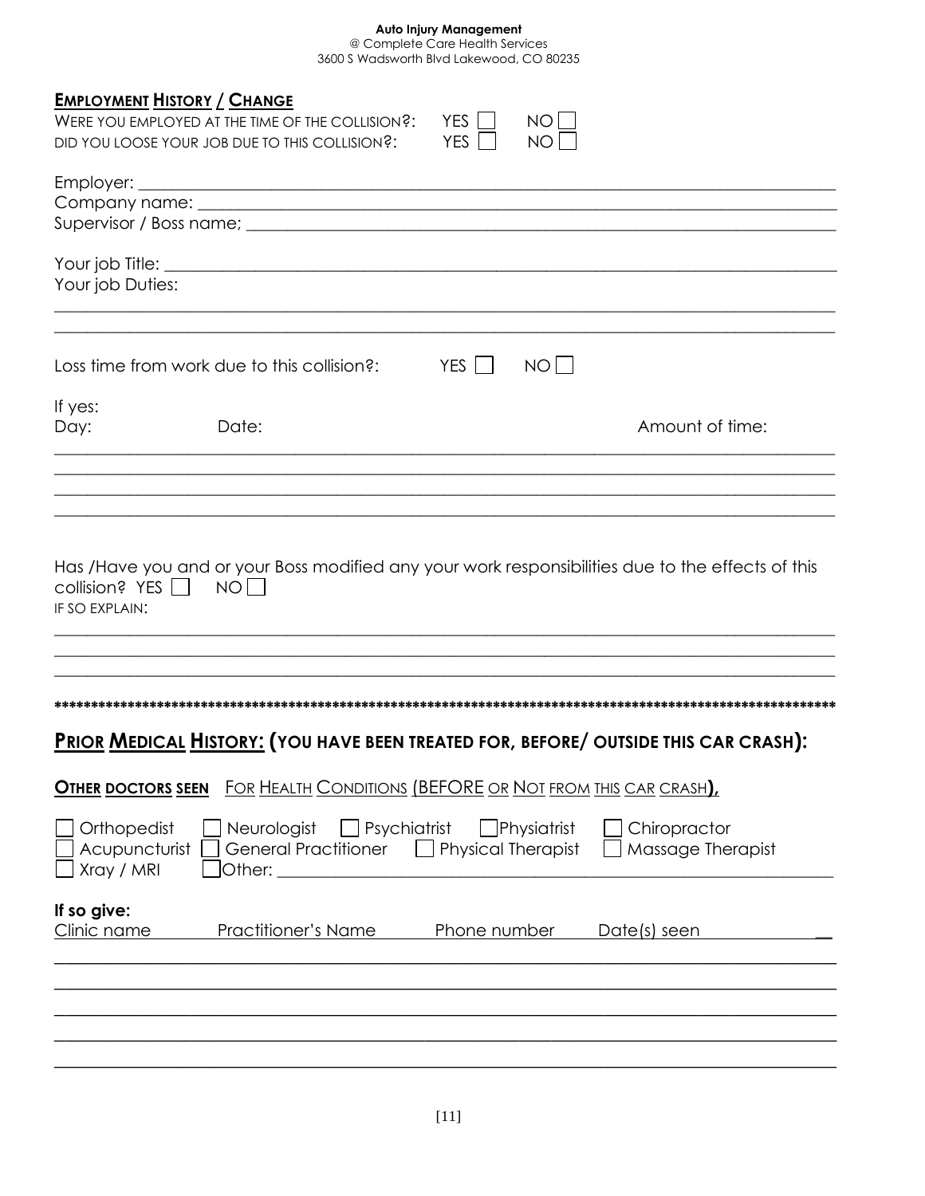**Auto Injury Management**
@ Complete Care Health Services
3600 S Wadsworth Blvd Lakewood, CO 80235

## EMPLOYMENT HISTORY / CHANGE

WERE YOU EMPLOYED AT THE TIME OF THE COLLISION?: YES ☐ NO ☐
DID YOU LOOSE YOUR JOB DUE TO THIS COLLISION?: YES ☐ NO ☐

Employer: ____________________________________________
Company name: ____________________________________________
Supervisor / Boss name; ____________________________________________

Your job Title: ____________________________________________
Your job Duties:
____________________________________________
____________________________________________

Loss time from work due to this collision?: YES ☐ NO ☐

If yes:
Day: Date: Amount of time:
____________________________________________
____________________________________________
____________________________________________
____________________________________________

Has /Have you and or your Boss modified any your work responsibilities due to the effects of this collision? YES ☐ NO ☐
IF SO EXPLAIN:
____________________________________________
____________________________________________
____________________________________________

************************************************************************************************************

## PRIOR MEDICAL HISTORY: (YOU HAVE BEEN TREATED FOR, BEFORE/ OUTSIDE THIS CAR CRASH):

**OTHER DOCTORS SEEN** FOR HEALTH CONDITIONS (BEFORE OR NOT FROM THIS CAR CRASH),

☐ Orthopedist ☐ Neurologist ☐ Psychiatrist ☐ Physiatrist ☐ Chiropractor
☐ Acupuncturist ☐ General Practitioner ☐ Physical Therapist ☐ Massage Therapist
☐ Xray / MRI ☐ Other: ____________________________________________

**If so give:**

| Clinic name | Practitioner's Name | Phone number | Date(s) seen |
| --- | --- | --- | --- |
| | | | |
| | | | |
| | | | |
| | | | |
| | | | |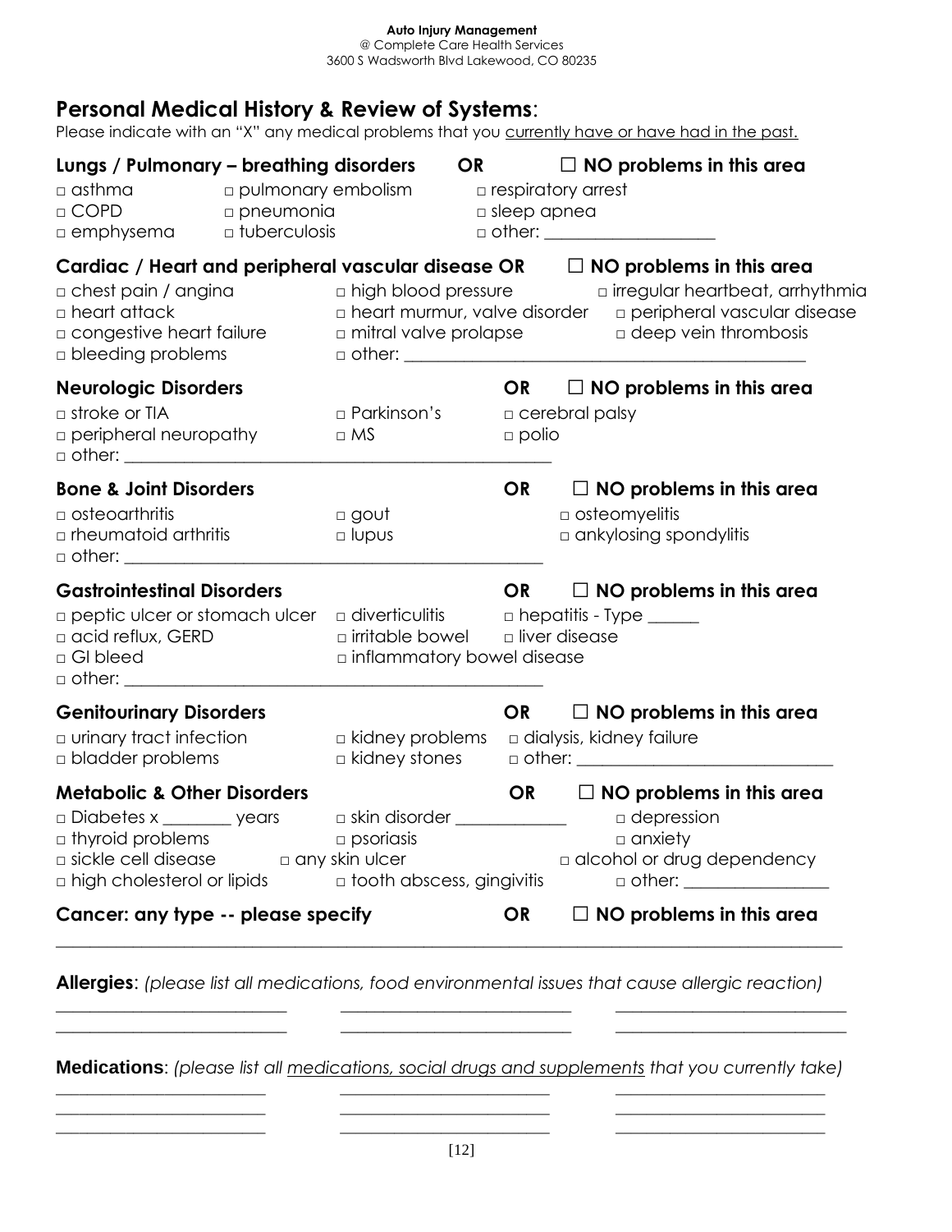**Auto Injury Management**
@ Complete Care Health Services
3600 S Wadsworth Blvd Lakewood, CO 80235

## Personal Medical History & Review of Systems:

Please indicate with an "X" any medical problems that you currently have or have had in the past.

### Lungs / Pulmonary – breathing disorders OR ☐ NO problems in this area

□ asthma □ pulmonary embolism □ respiratory arrest
□ COPD □ pneumonia □ sleep apnea
□ emphysema □ tuberculosis □ other: ___________________

### Cardiac / Heart and peripheral vascular disease OR ☐ NO problems in this area

□ chest pain / angina □ high blood pressure □ irregular heartbeat, arrhythmia
□ heart attack □ heart murmur, valve disorder □ peripheral vascular disease
□ congestive heart failure □ mitral valve prolapse □ deep vein thrombosis
□ bleeding problems □ other: _____________________________________________

### Neurologic Disorders OR ☐ NO problems in this area

□ stroke or TIA □ Parkinson's □ cerebral palsy
□ peripheral neuropathy □ MS □ polio
□ other: _____________________________________________

### Bone & Joint Disorders OR ☐ NO problems in this area

□ osteoarthritis □ gout □ osteomyelitis
□ rheumatoid arthritis □ lupus □ ankylosing spondylitis
□ other: _____________________________________________

### Gastrointestinal Disorders OR ☐ NO problems in this area

□ peptic ulcer or stomach ulcer □ diverticulitis □ hepatitis - Type ______
□ acid reflux, GERD □ irritable bowel □ liver disease
□ GI bleed □ inflammatory bowel disease
□ other: _____________________________________________

### Genitourinary Disorders OR ☐ NO problems in this area

□ urinary tract infection □ kidney problems □ dialysis, kidney failure
□ bladder problems □ kidney stones □ other: ____________________________

### Metabolic & Other Disorders OR ☐ NO problems in this area

□ Diabetes x ________ years □ skin disorder _____________ □ depression
□ thyroid problems □ psoriasis □ anxiety
□ sickle cell disease □ any skin ulcer □ alcohol or drug dependency
□ high cholesterol or lipids □ tooth abscess, gingivitis □ other: ________________

### Cancer: any type -- please specify OR ☐ NO problems in this area

_____________________________________________________________________________________

**Allergies**: *(please list all medications, food environmental issues that cause allergic reaction)*

___________________________ ___________________________ ___________________________
___________________________ ___________________________ ___________________________

**Medications**: *(please list all medications, social drugs and supplements that you currently take)*

_________________________ _________________________ _________________________
_________________________ _________________________ _________________________
_________________________ _________________________ _________________________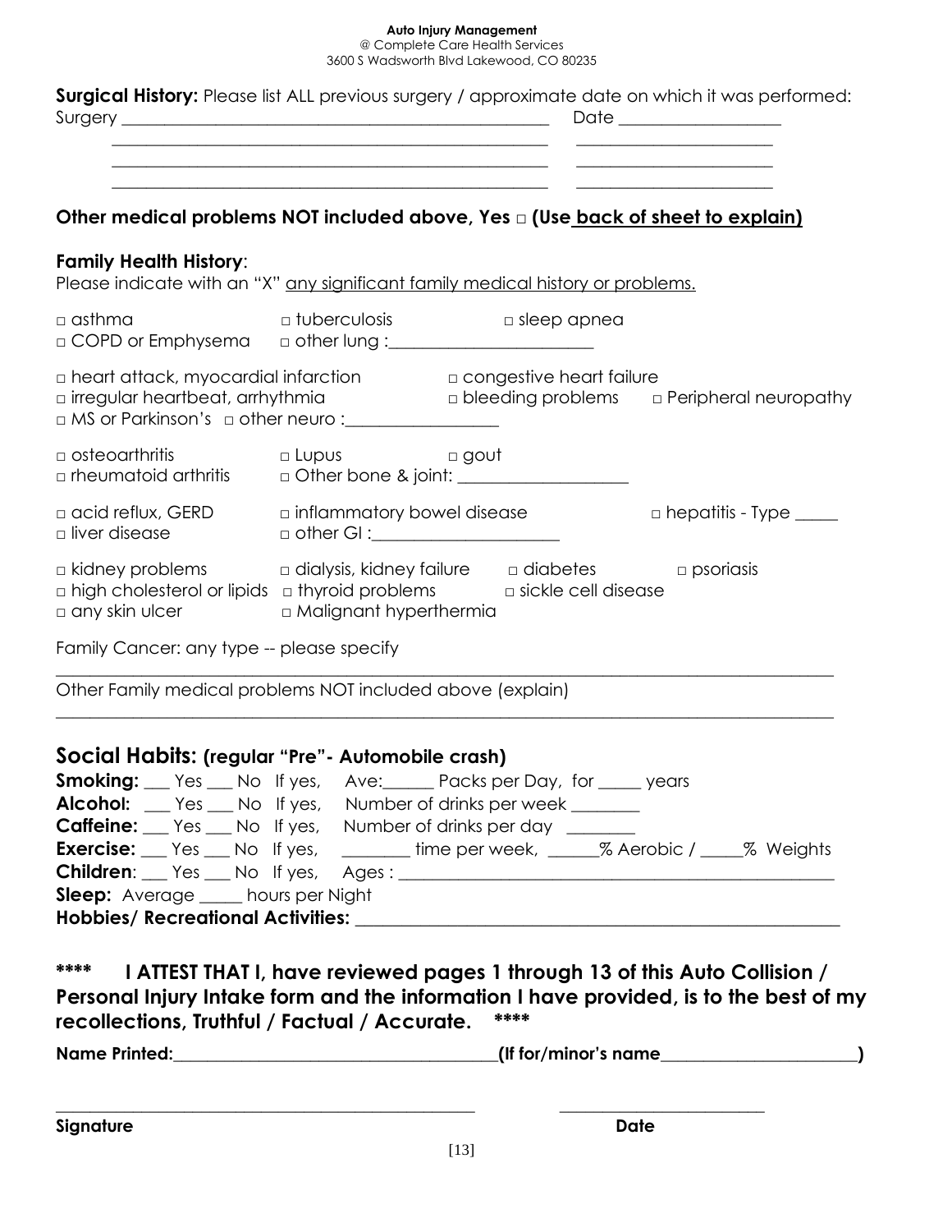**Auto Injury Management**
@ Complete Care Health Services
3600 S Wadsworth Blvd Lakewood, CO 80235

**Surgical History:** Please list ALL previous surgery / approximate date on which it was performed:

Surgery ________________________________________________ Date __________________

________________________________________________ __________________

________________________________________________ __________________

________________________________________________ __________________

**Other medical problems NOT included above, Yes □ (Use back of sheet to explain)**

**Family Health History**:

Please indicate with an "X" any significant family medical history or problems.

□ asthma □ tuberculosis □ sleep apnea
□ COPD or Emphysema □ other lung :______________________

□ heart attack, myocardial infarction □ congestive heart failure
□ irregular heartbeat, arrhythmia □ bleeding problems □ Peripheral neuropathy
□ MS or Parkinson's □ other neuro :________________

□ osteoarthritis □ Lupus □ gout
□ rheumatoid arthritis □ Other bone & joint: __________________

□ acid reflux, GERD □ inflammatory bowel disease □ hepatitis - Type _____
□ liver disease □ other GI :____________________

□ kidney problems □ dialysis, kidney failure □ diabetes □ psoriasis
□ high cholesterol or lipids □ thyroid problems □ sickle cell disease
□ any skin ulcer □ Malignant hyperthermia

Family Cancer: any type -- please specify

________________________________________________________________________________

Other Family medical problems NOT included above (explain)

________________________________________________________________________________

## Social Habits: (regular "Pre"- Automobile crash)

**Smoking:** ___ Yes ___ No If yes, Ave:______ Packs per Day, for _____ years
**Alcohol:** ___ Yes ___ No If yes, Number of drinks per week ________
**Caffeine:** ___ Yes ___ No If yes, Number of drinks per day ________
**Exercise:** ___ Yes ___ No If yes, ________ time per week, ______% Aerobic / _____% Weights
**Children**: ___ Yes ___ No If yes, Ages : ______________________________________________
**Sleep:** Average _____ hours per Night
**Hobbies/ Recreational Activities:** ______________________________________________

**\*\*\*\* I ATTEST THAT I, have reviewed pages 1 through 13 of this Auto Collision / Personal Injury Intake form and the information I have provided, is to the best of my recollections, Truthful / Factual / Accurate. \*\*\*\***

**Name Printed:**____________________________________**(If for/minor's name**______________________**)**

______________________________________________ ________________________

**Signature** **Date**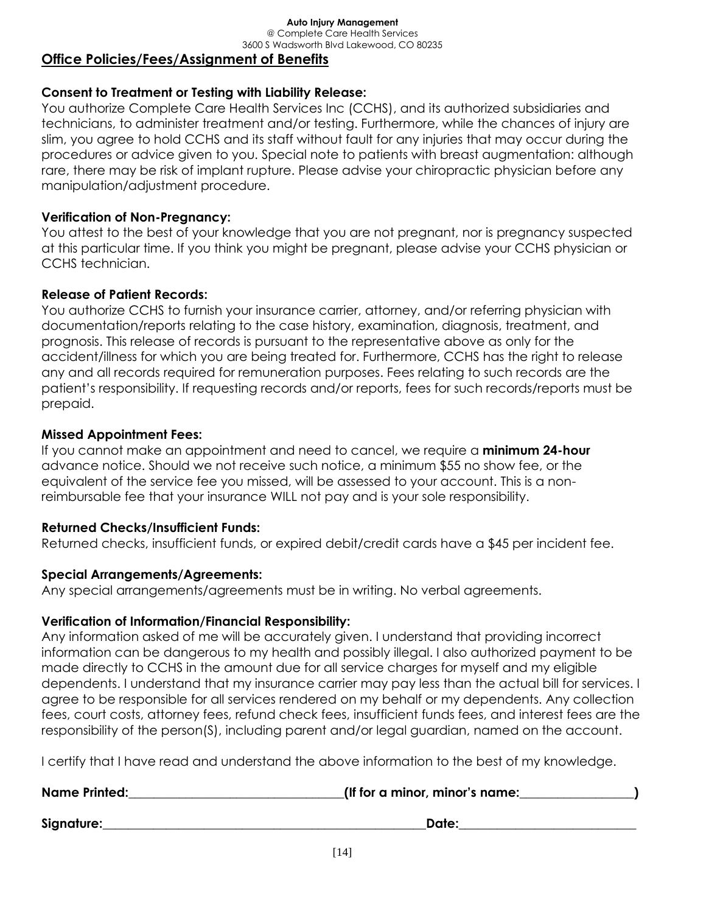**Auto Injury Management**
@ Complete Care Health Services
3600 S Wadsworth Blvd Lakewood, CO 80235

## Office Policies/Fees/Assignment of Benefits

**Consent to Treatment or Testing with Liability Release:**
You authorize Complete Care Health Services Inc (CCHS), and its authorized subsidiaries and technicians, to administer treatment and/or testing. Furthermore, while the chances of injury are slim, you agree to hold CCHS and its staff without fault for any injuries that may occur during the procedures or advice given to you. Special note to patients with breast augmentation: although rare, there may be risk of implant rupture. Please advise your chiropractic physician before any manipulation/adjustment procedure.

**Verification of Non-Pregnancy:**
You attest to the best of your knowledge that you are not pregnant, nor is pregnancy suspected at this particular time. If you think you might be pregnant, please advise your CCHS physician or CCHS technician.

**Release of Patient Records:**
You authorize CCHS to furnish your insurance carrier, attorney, and/or referring physician with documentation/reports relating to the case history, examination, diagnosis, treatment, and prognosis. This release of records is pursuant to the representative above as only for the accident/illness for which you are being treated for. Furthermore, CCHS has the right to release any and all records required for remuneration purposes. Fees relating to such records are the patient's responsibility. If requesting records and/or reports, fees for such records/reports must be prepaid.

**Missed Appointment Fees:**
If you cannot make an appointment and need to cancel, we require a **minimum 24-hour** advance notice. Should we not receive such notice, a minimum $55 no show fee, or the equivalent of the service fee you missed, will be assessed to your account. This is a non-reimbursable fee that your insurance WILL not pay and is your sole responsibility.

**Returned Checks/Insufficient Funds:**
Returned checks, insufficient funds, or expired debit/credit cards have a $45 per incident fee.

**Special Arrangements/Agreements:**
Any special arrangements/agreements must be in writing. No verbal agreements.

**Verification of Information/Financial Responsibility:**
Any information asked of me will be accurately given. I understand that providing incorrect information can be dangerous to my health and possibly illegal. I also authorized payment to be made directly to CCHS in the amount due for all service charges for myself and my eligible dependents. I understand that my insurance carrier may pay less than the actual bill for services. I agree to be responsible for all services rendered on my behalf or my dependents. Any collection fees, court costs, attorney fees, refund check fees, insufficient funds fees, and interest fees are the responsibility of the person(S), including parent and/or legal guardian, named on the account.

I certify that I have read and understand the above information to the best of my knowledge.

**Name Printed:**\_\_\_\_\_\_\_\_\_\_\_\_\_\_\_\_\_\_\_\_\_\_\_\_\_\_\_\_\_\_ **(If for a minor, minor's name:**\_\_\_\_\_\_\_\_\_\_\_\_\_\_\_\_**)**

**Signature:**\_\_\_\_\_\_\_\_\_\_\_\_\_\_\_\_\_\_\_\_\_\_\_\_\_\_\_\_\_\_\_\_\_\_\_\_\_\_\_\_\_\_\_\_ **Date:**\_\_\_\_\_\_\_\_\_\_\_\_\_\_\_\_\_\_\_\_\_\_\_\_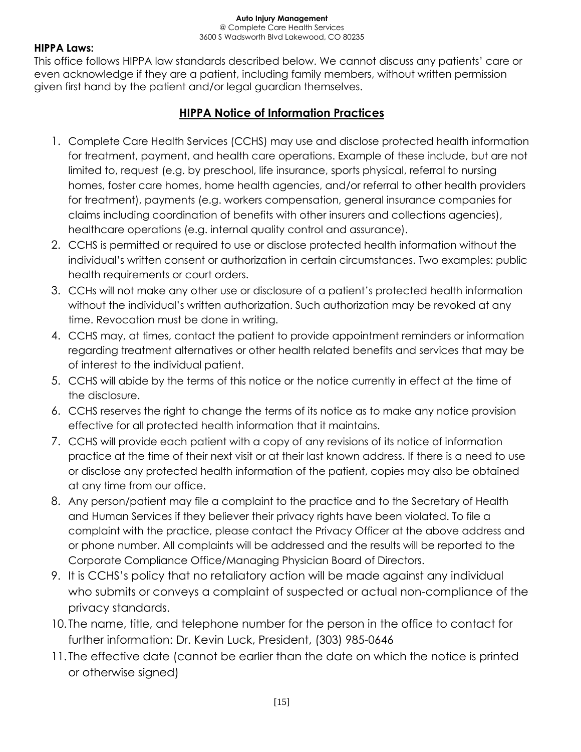**HIPPA Laws:**

This office follows HIPPA law standards described below. We cannot discuss any patients' care or even acknowledge if they are a patient, including family members, without written permission given first hand by the patient and/or legal guardian themselves.

## HIPPA Notice of Information Practices

1. Complete Care Health Services (CCHS) may use and disclose protected health information for treatment, payment, and health care operations. Example of these include, but are not limited to, request (e.g. by preschool, life insurance, sports physical, referral to nursing homes, foster care homes, home health agencies, and/or referral to other health providers for treatment), payments (e.g. workers compensation, general insurance companies for claims including coordination of benefits with other insurers and collections agencies), healthcare operations (e.g. internal quality control and assurance).
2. CCHS is permitted or required to use or disclose protected health information without the individual's written consent or authorization in certain circumstances. Two examples: public health requirements or court orders.
3. CCHs will not make any other use or disclosure of a patient's protected health information without the individual's written authorization. Such authorization may be revoked at any time. Revocation must be done in writing.
4. CCHS may, at times, contact the patient to provide appointment reminders or information regarding treatment alternatives or other health related benefits and services that may be of interest to the individual patient.
5. CCHS will abide by the terms of this notice or the notice currently in effect at the time of the disclosure.
6. CCHS reserves the right to change the terms of its notice as to make any notice provision effective for all protected health information that it maintains.
7. CCHS will provide each patient with a copy of any revisions of its notice of information practice at the time of their next visit or at their last known address. If there is a need to use or disclose any protected health information of the patient, copies may also be obtained at any time from our office.
8. Any person/patient may file a complaint to the practice and to the Secretary of Health and Human Services if they believer their privacy rights have been violated. To file a complaint with the practice, please contact the Privacy Officer at the above address and or phone number. All complaints will be addressed and the results will be reported to the Corporate Compliance Office/Managing Physician Board of Directors.
9. It is CCHS's policy that no retaliatory action will be made against any individual who submits or conveys a complaint of suspected or actual non-compliance of the privacy standards.
10. The name, title, and telephone number for the person in the office to contact for further information: Dr. Kevin Luck, President, (303) 985-0646
11. The effective date (cannot be earlier than the date on which the notice is printed or otherwise signed)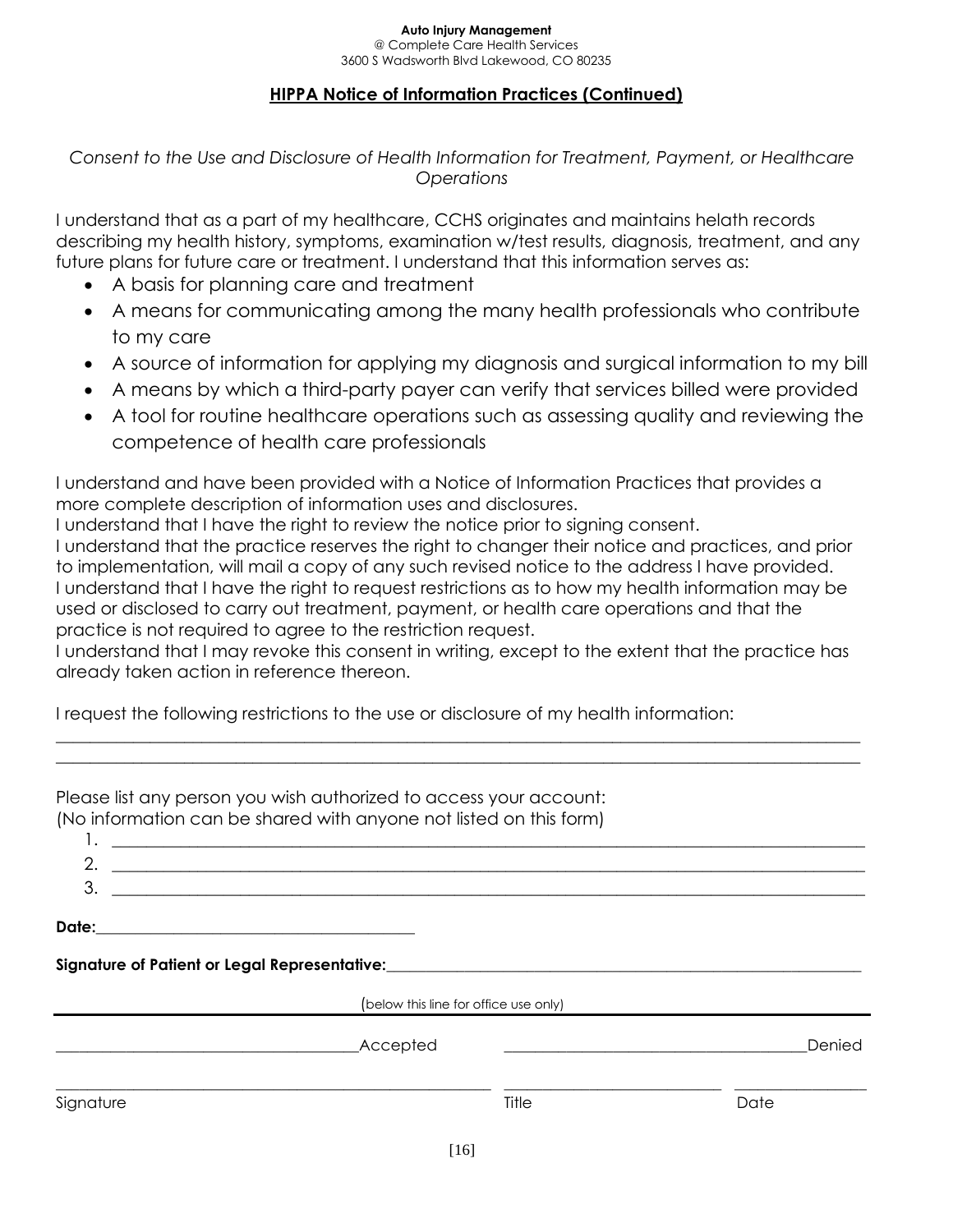**Auto Injury Management**
@ Complete Care Health Services
3600 S Wadsworth Blvd Lakewood, CO 80235

## HIPPA Notice of Information Practices (Continued)

*Consent to the Use and Disclosure of Health Information for Treatment, Payment, or Healthcare Operations*

I understand that as a part of my healthcare, CCHS originates and maintains helath records describing my health history, symptoms, examination w/test results, diagnosis, treatment, and any future plans for future care or treatment. I understand that this information serves as:

- A basis for planning care and treatment
- A means for communicating among the many health professionals who contribute to my care
- A source of information for applying my diagnosis and surgical information to my bill
- A means by which a third-party payer can verify that services billed were provided
- A tool for routine healthcare operations such as assessing quality and reviewing the competence of health care professionals

I understand and have been provided with a Notice of Information Practices that provides a more complete description of information uses and disclosures.
I understand that I have the right to review the notice prior to signing consent.
I understand that the practice reserves the right to changer their notice and practices, and prior to implementation, will mail a copy of any such revised notice to the address I have provided.
I understand that I have the right to request restrictions as to how my health information may be used or disclosed to carry out treatment, payment, or health care operations and that the practice is not required to agree to the restriction request.
I understand that I may revoke this consent in writing, except to the extent that the practice has already taken action in reference thereon.

I request the following restrictions to the use or disclosure of my health information:

______________________________________________________________________________
______________________________________________________________________________

Please list any person you wish authorized to access your account:
(No information can be shared with anyone not listed on this form)

1. ______________________________________________________________________
2. ______________________________________________________________________
3. ______________________________________________________________________

**Date:**______________________________

**Signature of Patient or Legal Representative:**______________________________________________

(below this line for office use only)

______________________________Accepted ______________________________Denied

______________________________ ____________________ ____________
Signature Title Date